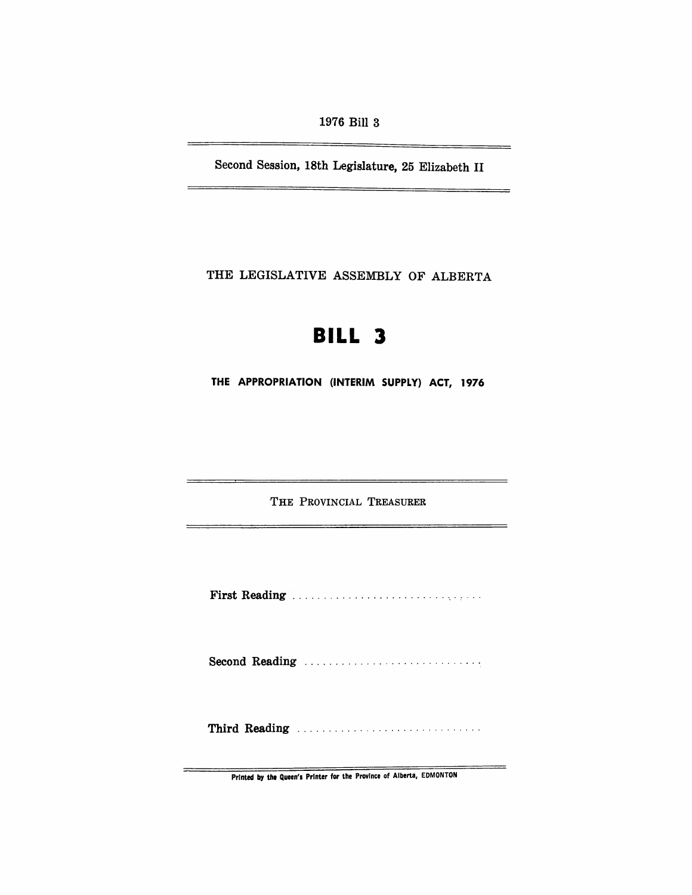1976 Bill 3

Second Session, 18th Legislature, 25 Elizabeth II

THE LEGISLATIVE ASSEMBLY OF ALBERTA

# BILL 3

## THE APPROPRIATION (INTERIM SUPPLY) ACT, 1976

THE PROVINCIAL TREASURER

First Reading . . . . . . . . . . . . . . . . . . . . . . . . . . . . . . .

Second Reading . . . . . . . . . . . . . . . . . . . . . . . . . . . . .

Third Reading . . . . . . . . . . . . . . . . . . . . . . . . . . . . . .

Printed by the Queen's Printer for the Province of Alberta, EDMONTON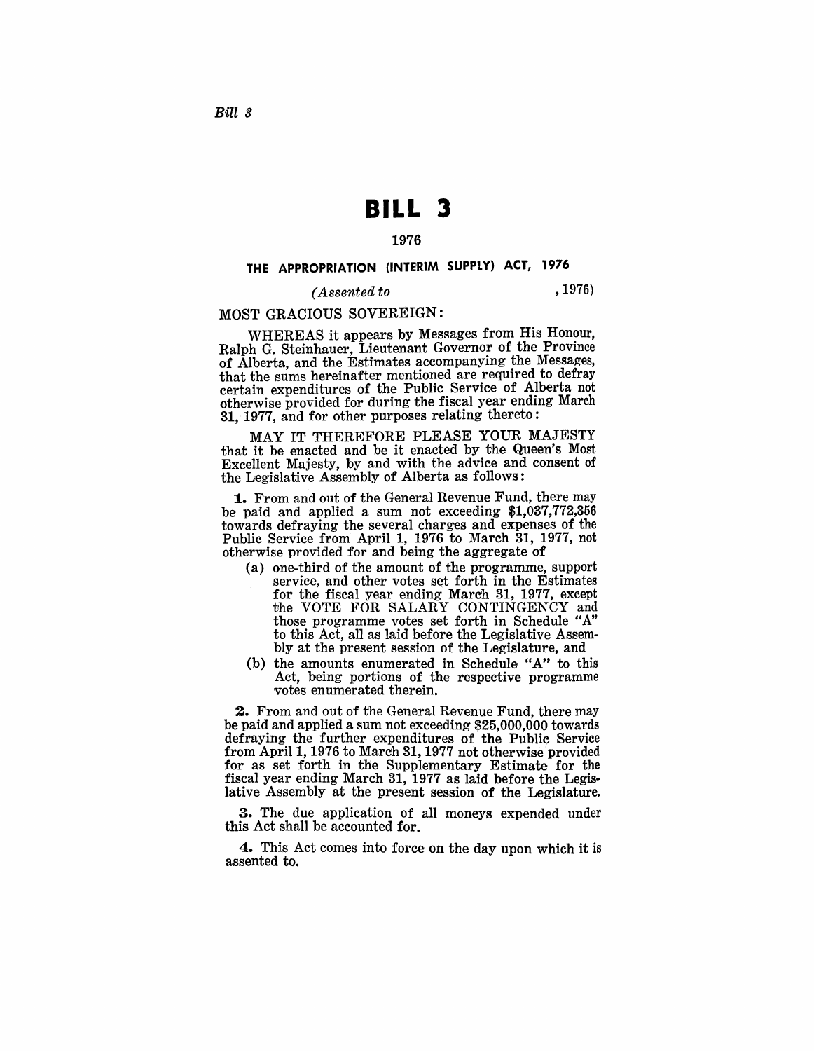# BILL 3

1976

### THE APPROPRIATION (INTERIM SUPPLY) ACT, 1976

*(Assented to* , 1976)

MOST GRACIOUS SOVEREIGN:

WHEREAS it appears by Messages from His Honour, Ralph G. Steinhauer, Lieutenant Governor of the Province of Alberta, and the Estimates accompanying the Messages, that the sums hereinafter mentioned are required to defray certain expenditures of the Public Service of Alberta not otherwise provided for during the fiscal year ending March 31, 1977, and for other purposes relating thereto:

MAY IT THEREFORE PLEASE YOUR MAJESTY that it be enacted and be it enacted by the Queen's Most Excellent Majesty, by and with the advice and consent of the Legislative Assembly of Alberta as follows:

**1.** From and out of the General Revenue Fund, there may be paid and applied a sum not exceeding $1,037,772,356 towards defraying the several charges and expenses of the Public Service from April 1, 1976 to March 31, 1977, not otherwise provided for and being the aggregate of

- (a) one-third of the amount of the programme, support service, and other votes set forth in the Estimates for the fiscal year ending March 31, 1977, except the VOTE FOR SALARY CONTINGENCY and those programme votes set forth in Schedule "A" to this Act, all as laid before the Legislative Assembly at the present session of the Legislature, and
- (b) the amounts enumerated in Schedule "A" to this Act, being portions of the respective programme votes enumerated therein.

**2.** From and out of the General Revenue Fund, there may be paid and applied a sum not exceeding $25,000,000 towards defraying the further expenditures of the Public Service from April 1, 1976 to March 31, 1977 not otherwise provided for as set forth in the Supplementary Estimate for the fiscal year ending March 31, 1977 as laid before the Legislative Assembly at the present session of the Legislature.

**3.** The due application of all moneys expended under this Act shall be accounted for.

**4.** This Act comes into force on the day upon which it is assented to.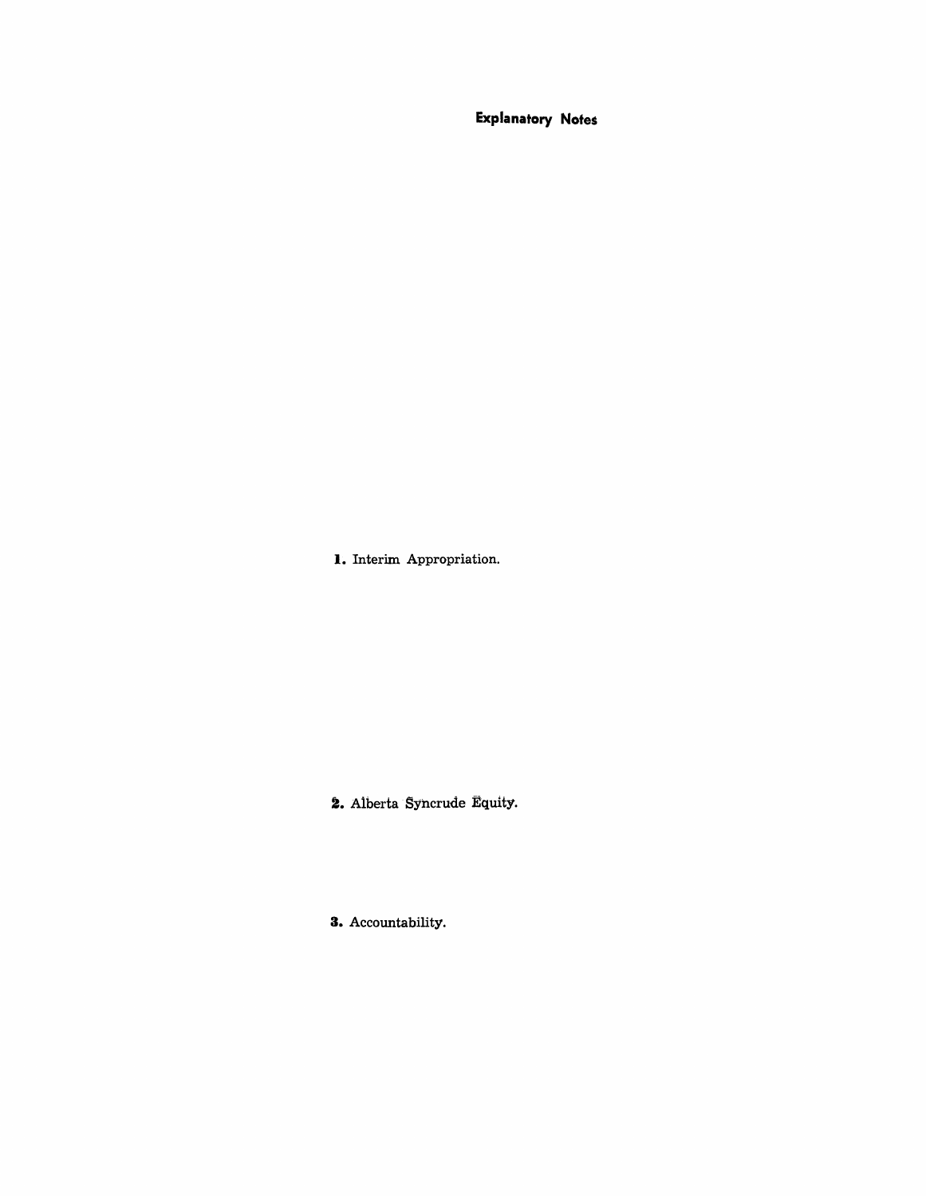## Explanatory Notes

**1.** Interim Appropriation.

**2.** Alberta Syncrude Equity.

**3.** Accountability.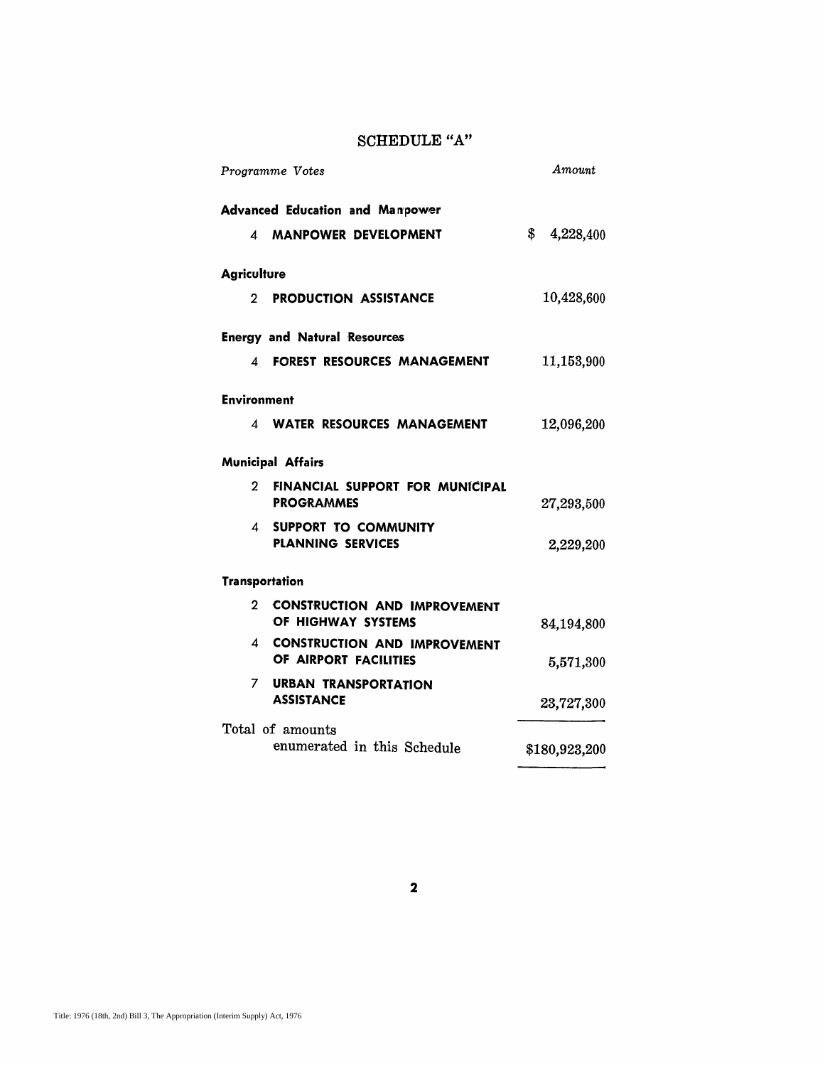# SCHEDULE "A"

| *Programme Votes* | | *Amount* |
|---|---|---|
| **Advanced Education and Manpower** | | |
| 4 | **MANPOWER DEVELOPMENT** | $ 4,228,400 |
| **Agriculture** | | |
| 2 | **PRODUCTION ASSISTANCE** | 10,428,600 |
| **Energy and Natural Resources** | | |
| 4 | **FOREST RESOURCES MANAGEMENT** | 11,153,900 |
| **Environment** | | |
| 4 | **WATER RESOURCES MANAGEMENT** | 12,096,200 |
| **Municipal Affairs** | | |
| 2 | **FINANCIAL SUPPORT FOR MUNICIPAL PROGRAMMES** | 27,293,500 |
| 4 | **SUPPORT TO COMMUNITY PLANNING SERVICES** | 2,229,200 |
| **Transportation** | | |
| 2 | **CONSTRUCTION AND IMPROVEMENT OF HIGHWAY SYSTEMS** | 84,194,800 |
| 4 | **CONSTRUCTION AND IMPROVEMENT OF AIRPORT FACILITIES** | 5,571,300 |
| 7 | **URBAN TRANSPORTATION ASSISTANCE** | 23,727,300 |
| Total of amounts enumerated in this Schedule | | $180,923,200 |